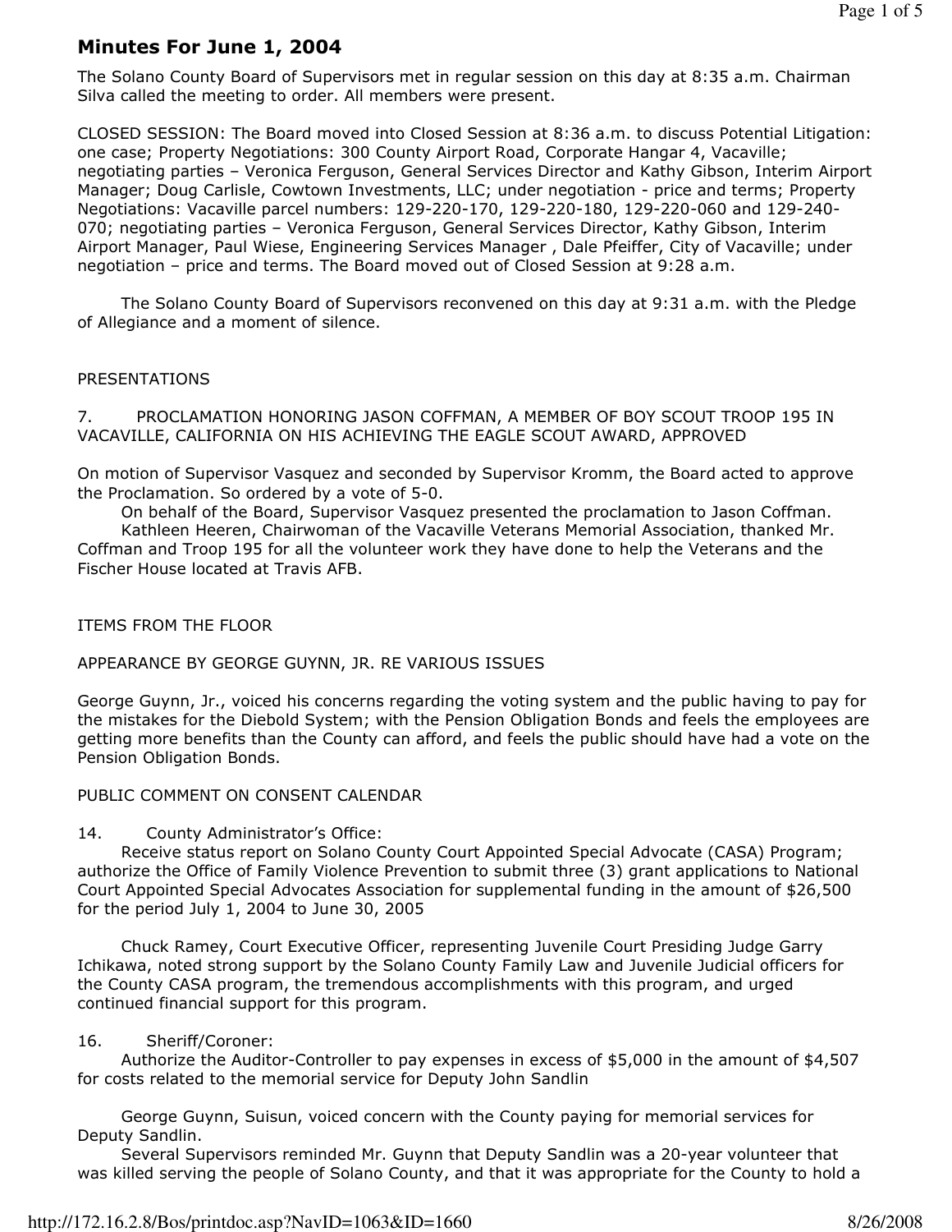# Minutes For June 1, 2004

The Solano County Board of Supervisors met in regular session on this day at 8:35 a.m. Chairman Silva called the meeting to order. All members were present.

CLOSED SESSION: The Board moved into Closed Session at 8:36 a.m. to discuss Potential Litigation: one case; Property Negotiations: 300 County Airport Road, Corporate Hangar 4, Vacaville; negotiating parties – Veronica Ferguson, General Services Director and Kathy Gibson, Interim Airport Manager; Doug Carlisle, Cowtown Investments, LLC; under negotiation - price and terms; Property Negotiations: Vacaville parcel numbers: 129-220-170, 129-220-180, 129-220-060 and 129-240-070; negotiating parties – Veronica Ferguson, General Services Director, Kathy Gibson, Interim Airport Manager, Paul Wiese, Engineering Services Manager , Dale Pfeiffer, City of Vacaville; under negotiation – price and terms. The Board moved out of Closed Session at 9:28 a.m.

The Solano County Board of Supervisors reconvened on this day at 9:31 a.m. with the Pledge of Allegiance and a moment of silence.

PRESENTATIONS

7. PROCLAMATION HONORING JASON COFFMAN, A MEMBER OF BOY SCOUT TROOP 195 IN VACAVILLE, CALIFORNIA ON HIS ACHIEVING THE EAGLE SCOUT AWARD, APPROVED

On motion of Supervisor Vasquez and seconded by Supervisor Kromm, the Board acted to approve the Proclamation. So ordered by a vote of 5-0.

On behalf of the Board, Supervisor Vasquez presented the proclamation to Jason Coffman.

Kathleen Heeren, Chairwoman of the Vacaville Veterans Memorial Association, thanked Mr. Coffman and Troop 195 for all the volunteer work they have done to help the Veterans and the Fischer House located at Travis AFB.

ITEMS FROM THE FLOOR

APPEARANCE BY GEORGE GUYNN, JR. RE VARIOUS ISSUES

George Guynn, Jr., voiced his concerns regarding the voting system and the public having to pay for the mistakes for the Diebold System; with the Pension Obligation Bonds and feels the employees are getting more benefits than the County can afford, and feels the public should have had a vote on the Pension Obligation Bonds.

PUBLIC COMMENT ON CONSENT CALENDAR

14. County Administrator's Office:

Receive status report on Solano County Court Appointed Special Advocate (CASA) Program; authorize the Office of Family Violence Prevention to submit three (3) grant applications to National Court Appointed Special Advocates Association for supplemental funding in the amount of $26,500 for the period July 1, 2004 to June 30, 2005

Chuck Ramey, Court Executive Officer, representing Juvenile Court Presiding Judge Garry Ichikawa, noted strong support by the Solano County Family Law and Juvenile Judicial officers for the County CASA program, the tremendous accomplishments with this program, and urged continued financial support for this program.

16. Sheriff/Coroner:

Authorize the Auditor-Controller to pay expenses in excess of $5,000 in the amount of $4,507 for costs related to the memorial service for Deputy John Sandlin

George Guynn, Suisun, voiced concern with the County paying for memorial services for Deputy Sandlin.

Several Supervisors reminded Mr. Guynn that Deputy Sandlin was a 20-year volunteer that was killed serving the people of Solano County, and that it was appropriate for the County to hold a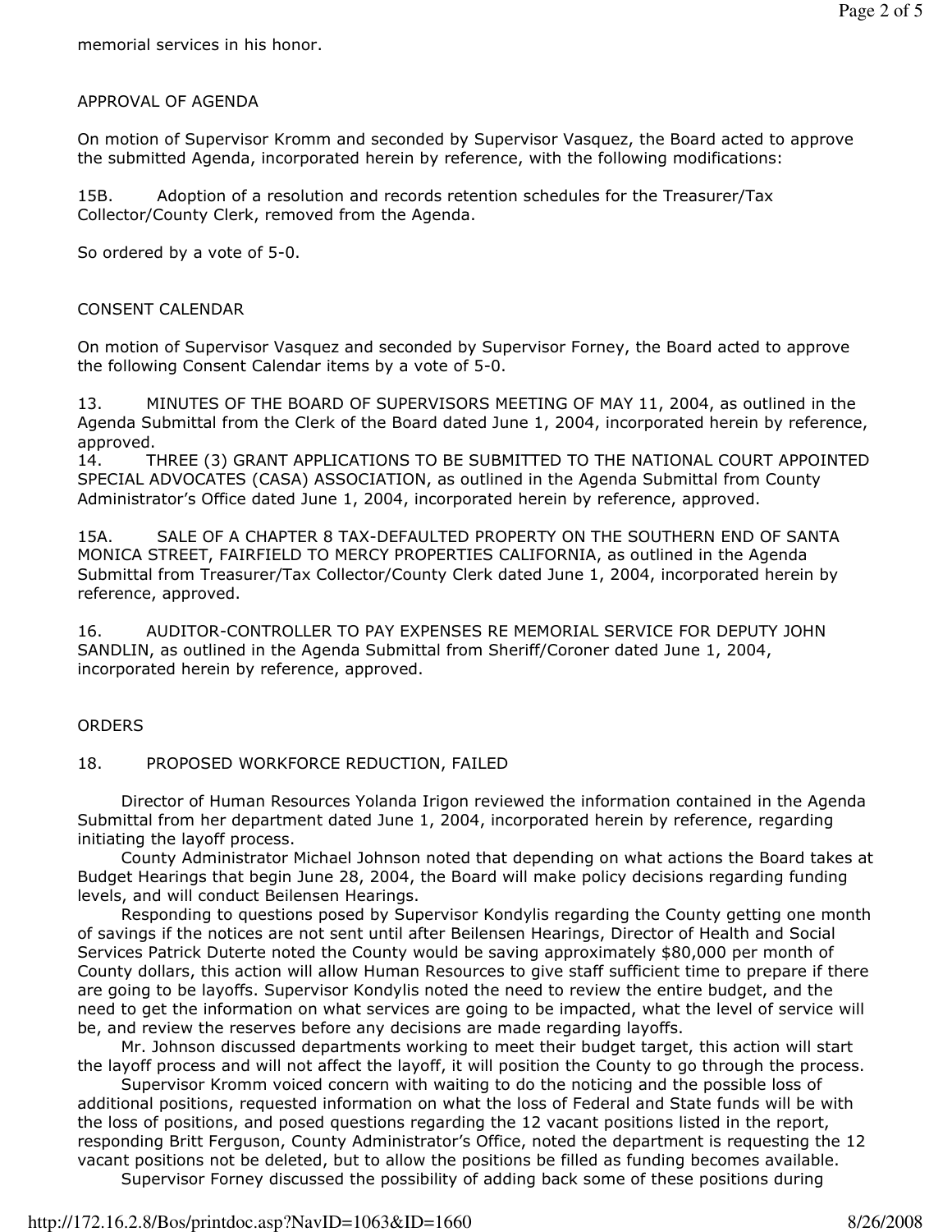memorial services in his honor.

APPROVAL OF AGENDA

On motion of Supervisor Kromm and seconded by Supervisor Vasquez, the Board acted to approve the submitted Agenda, incorporated herein by reference, with the following modifications:

15B. Adoption of a resolution and records retention schedules for the Treasurer/Tax Collector/County Clerk, removed from the Agenda.

So ordered by a vote of 5-0.

CONSENT CALENDAR

On motion of Supervisor Vasquez and seconded by Supervisor Forney, the Board acted to approve the following Consent Calendar items by a vote of 5-0.

13. MINUTES OF THE BOARD OF SUPERVISORS MEETING OF MAY 11, 2004, as outlined in the Agenda Submittal from the Clerk of the Board dated June 1, 2004, incorporated herein by reference, approved.

14. THREE (3) GRANT APPLICATIONS TO BE SUBMITTED TO THE NATIONAL COURT APPOINTED SPECIAL ADVOCATES (CASA) ASSOCIATION, as outlined in the Agenda Submittal from County Administrator's Office dated June 1, 2004, incorporated herein by reference, approved.

15A. SALE OF A CHAPTER 8 TAX-DEFAULTED PROPERTY ON THE SOUTHERN END OF SANTA MONICA STREET, FAIRFIELD TO MERCY PROPERTIES CALIFORNIA, as outlined in the Agenda Submittal from Treasurer/Tax Collector/County Clerk dated June 1, 2004, incorporated herein by reference, approved.

16. AUDITOR-CONTROLLER TO PAY EXPENSES RE MEMORIAL SERVICE FOR DEPUTY JOHN SANDLIN, as outlined in the Agenda Submittal from Sheriff/Coroner dated June 1, 2004, incorporated herein by reference, approved.

ORDERS

18. PROPOSED WORKFORCE REDUCTION, FAILED

Director of Human Resources Yolanda Irigon reviewed the information contained in the Agenda Submittal from her department dated June 1, 2004, incorporated herein by reference, regarding initiating the layoff process.

County Administrator Michael Johnson noted that depending on what actions the Board takes at Budget Hearings that begin June 28, 2004, the Board will make policy decisions regarding funding levels, and will conduct Beilensen Hearings.

Responding to questions posed by Supervisor Kondylis regarding the County getting one month of savings if the notices are not sent until after Beilensen Hearings, Director of Health and Social Services Patrick Duterte noted the County would be saving approximately $80,000 per month of County dollars, this action will allow Human Resources to give staff sufficient time to prepare if there are going to be layoffs. Supervisor Kondylis noted the need to review the entire budget, and the need to get the information on what services are going to be impacted, what the level of service will be, and review the reserves before any decisions are made regarding layoffs.

Mr. Johnson discussed departments working to meet their budget target, this action will start the layoff process and will not affect the layoff, it will position the County to go through the process.

Supervisor Kromm voiced concern with waiting to do the noticing and the possible loss of additional positions, requested information on what the loss of Federal and State funds will be with the loss of positions, and posed questions regarding the 12 vacant positions listed in the report, responding Britt Ferguson, County Administrator's Office, noted the department is requesting the 12 vacant positions not be deleted, but to allow the positions be filled as funding becomes available.

Supervisor Forney discussed the possibility of adding back some of these positions during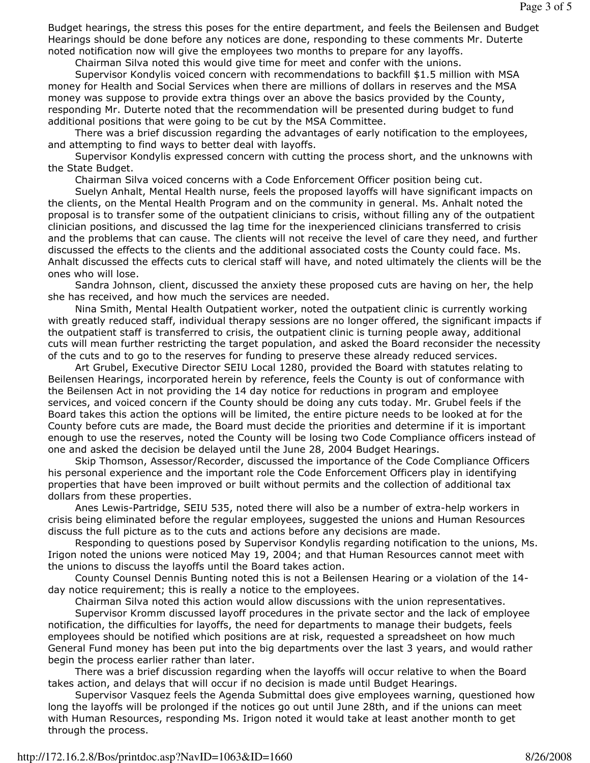Budget hearings, the stress this poses for the entire department, and feels the Beilensen and Budget Hearings should be done before any notices are done, responding to these comments Mr. Duterte noted notification now will give the employees two months to prepare for any layoffs.

Chairman Silva noted this would give time for meet and confer with the unions.

Supervisor Kondylis voiced concern with recommendations to backfill $1.5 million with MSA money for Health and Social Services when there are millions of dollars in reserves and the MSA money was suppose to provide extra things over an above the basics provided by the County, responding Mr. Duterte noted that the recommendation will be presented during budget to fund additional positions that were going to be cut by the MSA Committee.

There was a brief discussion regarding the advantages of early notification to the employees, and attempting to find ways to better deal with layoffs.

Supervisor Kondylis expressed concern with cutting the process short, and the unknowns with the State Budget.

Chairman Silva voiced concerns with a Code Enforcement Officer position being cut.

Suelyn Anhalt, Mental Health nurse, feels the proposed layoffs will have significant impacts on the clients, on the Mental Health Program and on the community in general. Ms. Anhalt noted the proposal is to transfer some of the outpatient clinicians to crisis, without filling any of the outpatient clinician positions, and discussed the lag time for the inexperienced clinicians transferred to crisis and the problems that can cause. The clients will not receive the level of care they need, and further discussed the effects to the clients and the additional associated costs the County could face. Ms. Anhalt discussed the effects cuts to clerical staff will have, and noted ultimately the clients will be the ones who will lose.

Sandra Johnson, client, discussed the anxiety these proposed cuts are having on her, the help she has received, and how much the services are needed.

Nina Smith, Mental Health Outpatient worker, noted the outpatient clinic is currently working with greatly reduced staff, individual therapy sessions are no longer offered, the significant impacts if the outpatient staff is transferred to crisis, the outpatient clinic is turning people away, additional cuts will mean further restricting the target population, and asked the Board reconsider the necessity of the cuts and to go to the reserves for funding to preserve these already reduced services.

Art Grubel, Executive Director SEIU Local 1280, provided the Board with statutes relating to Beilensen Hearings, incorporated herein by reference, feels the County is out of conformance with the Beilensen Act in not providing the 14 day notice for reductions in program and employee services, and voiced concern if the County should be doing any cuts today. Mr. Grubel feels if the Board takes this action the options will be limited, the entire picture needs to be looked at for the County before cuts are made, the Board must decide the priorities and determine if it is important enough to use the reserves, noted the County will be losing two Code Compliance officers instead of one and asked the decision be delayed until the June 28, 2004 Budget Hearings.

Skip Thomson, Assessor/Recorder, discussed the importance of the Code Compliance Officers his personal experience and the important role the Code Enforcement Officers play in identifying properties that have been improved or built without permits and the collection of additional tax dollars from these properties.

Anes Lewis-Partridge, SEIU 535, noted there will also be a number of extra-help workers in crisis being eliminated before the regular employees, suggested the unions and Human Resources discuss the full picture as to the cuts and actions before any decisions are made.

Responding to questions posed by Supervisor Kondylis regarding notification to the unions, Ms. Irigon noted the unions were noticed May 19, 2004; and that Human Resources cannot meet with the unions to discuss the layoffs until the Board takes action.

County Counsel Dennis Bunting noted this is not a Beilensen Hearing or a violation of the 14-day notice requirement; this is really a notice to the employees.

Chairman Silva noted this action would allow discussions with the union representatives.

Supervisor Kromm discussed layoff procedures in the private sector and the lack of employee notification, the difficulties for layoffs, the need for departments to manage their budgets, feels employees should be notified which positions are at risk, requested a spreadsheet on how much General Fund money has been put into the big departments over the last 3 years, and would rather begin the process earlier rather than later.

There was a brief discussion regarding when the layoffs will occur relative to when the Board takes action, and delays that will occur if no decision is made until Budget Hearings.

Supervisor Vasquez feels the Agenda Submittal does give employees warning, questioned how long the layoffs will be prolonged if the notices go out until June 28th, and if the unions can meet with Human Resources, responding Ms. Irigon noted it would take at least another month to get through the process.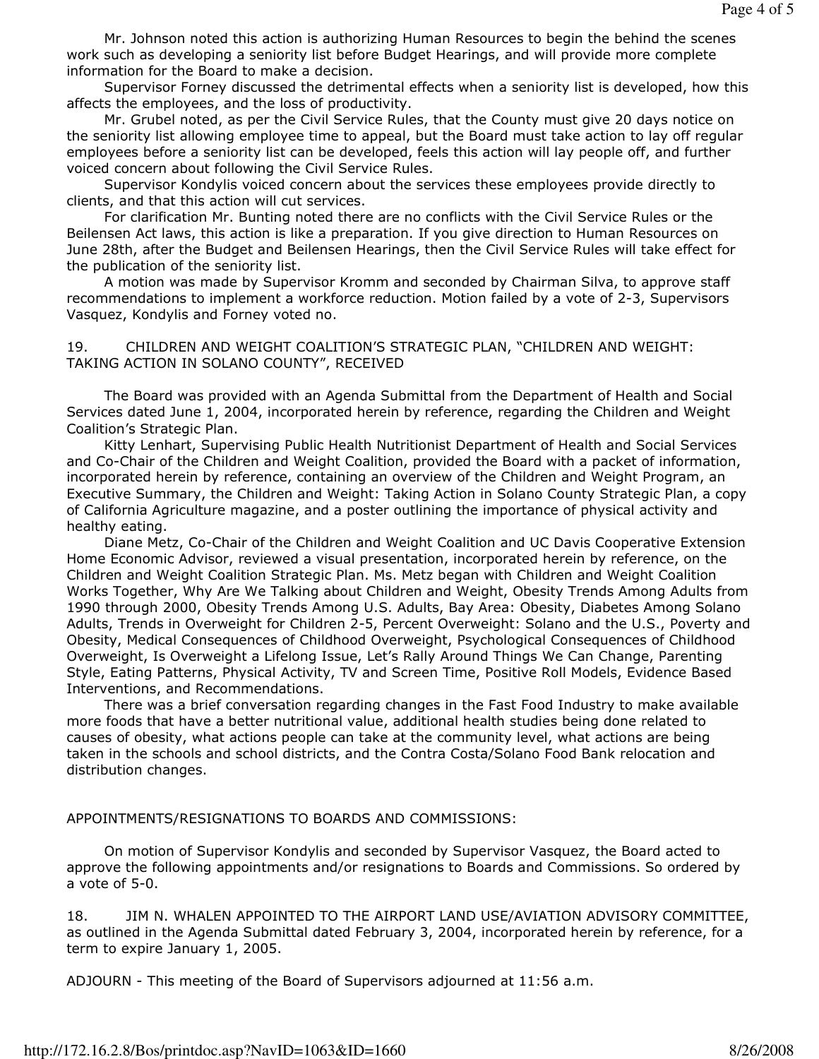Mr. Johnson noted this action is authorizing Human Resources to begin the behind the scenes work such as developing a seniority list before Budget Hearings, and will provide more complete information for the Board to make a decision.

Supervisor Forney discussed the detrimental effects when a seniority list is developed, how this affects the employees, and the loss of productivity.

Mr. Grubel noted, as per the Civil Service Rules, that the County must give 20 days notice on the seniority list allowing employee time to appeal, but the Board must take action to lay off regular employees before a seniority list can be developed, feels this action will lay people off, and further voiced concern about following the Civil Service Rules.

Supervisor Kondylis voiced concern about the services these employees provide directly to clients, and that this action will cut services.

For clarification Mr. Bunting noted there are no conflicts with the Civil Service Rules or the Beilensen Act laws, this action is like a preparation. If you give direction to Human Resources on June 28th, after the Budget and Beilensen Hearings, then the Civil Service Rules will take effect for the publication of the seniority list.

A motion was made by Supervisor Kromm and seconded by Chairman Silva, to approve staff recommendations to implement a workforce reduction. Motion failed by a vote of 2-3, Supervisors Vasquez, Kondylis and Forney voted no.

19. CHILDREN AND WEIGHT COALITION'S STRATEGIC PLAN, "CHILDREN AND WEIGHT: TAKING ACTION IN SOLANO COUNTY", RECEIVED

The Board was provided with an Agenda Submittal from the Department of Health and Social Services dated June 1, 2004, incorporated herein by reference, regarding the Children and Weight Coalition's Strategic Plan.

Kitty Lenhart, Supervising Public Health Nutritionist Department of Health and Social Services and Co-Chair of the Children and Weight Coalition, provided the Board with a packet of information, incorporated herein by reference, containing an overview of the Children and Weight Program, an Executive Summary, the Children and Weight: Taking Action in Solano County Strategic Plan, a copy of California Agriculture magazine, and a poster outlining the importance of physical activity and healthy eating.

Diane Metz, Co-Chair of the Children and Weight Coalition and UC Davis Cooperative Extension Home Economic Advisor, reviewed a visual presentation, incorporated herein by reference, on the Children and Weight Coalition Strategic Plan. Ms. Metz began with Children and Weight Coalition Works Together, Why Are We Talking about Children and Weight, Obesity Trends Among Adults from 1990 through 2000, Obesity Trends Among U.S. Adults, Bay Area: Obesity, Diabetes Among Solano Adults, Trends in Overweight for Children 2-5, Percent Overweight: Solano and the U.S., Poverty and Obesity, Medical Consequences of Childhood Overweight, Psychological Consequences of Childhood Overweight, Is Overweight a Lifelong Issue, Let's Rally Around Things We Can Change, Parenting Style, Eating Patterns, Physical Activity, TV and Screen Time, Positive Roll Models, Evidence Based Interventions, and Recommendations.

There was a brief conversation regarding changes in the Fast Food Industry to make available more foods that have a better nutritional value, additional health studies being done related to causes of obesity, what actions people can take at the community level, what actions are being taken in the schools and school districts, and the Contra Costa/Solano Food Bank relocation and distribution changes.

APPOINTMENTS/RESIGNATIONS TO BOARDS AND COMMISSIONS:

On motion of Supervisor Kondylis and seconded by Supervisor Vasquez, the Board acted to approve the following appointments and/or resignations to Boards and Commissions. So ordered by a vote of 5-0.

18. JIM N. WHALEN APPOINTED TO THE AIRPORT LAND USE/AVIATION ADVISORY COMMITTEE, as outlined in the Agenda Submittal dated February 3, 2004, incorporated herein by reference, for a term to expire January 1, 2005.

ADJOURN - This meeting of the Board of Supervisors adjourned at 11:56 a.m.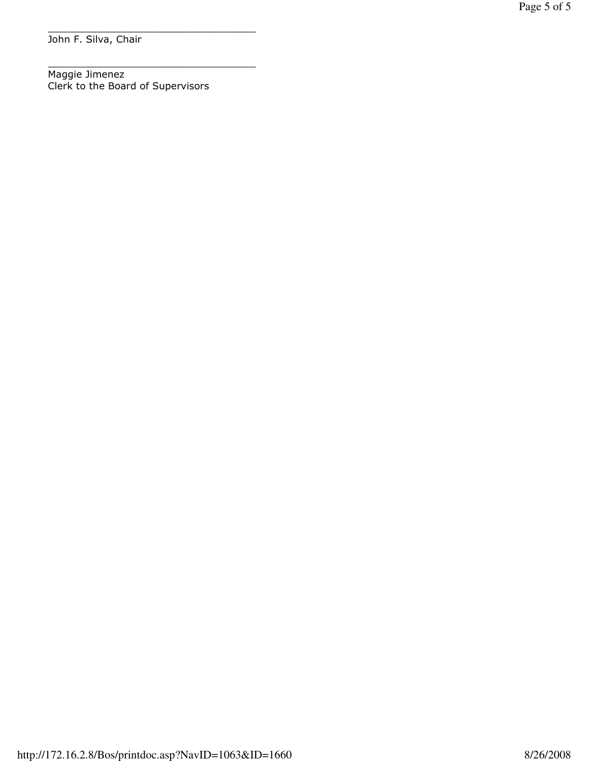___________________________________
John F. Silva, Chair

___________________________________
Maggie Jimenez
Clerk to the Board of Supervisors